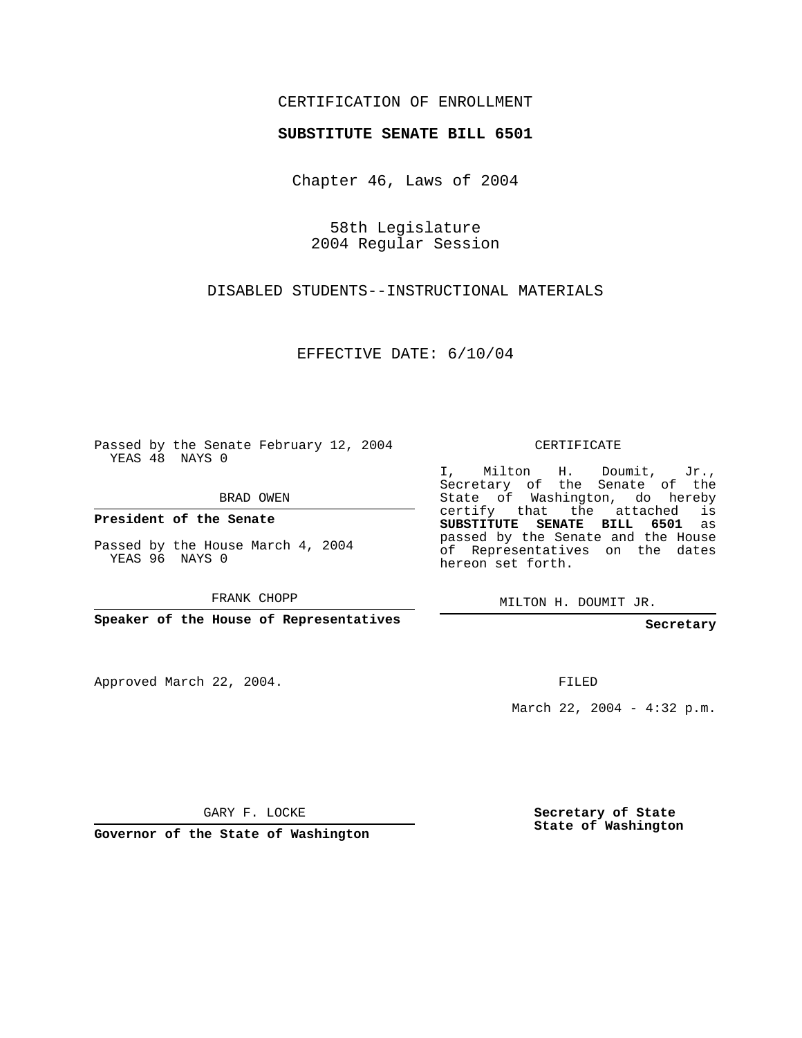CERTIFICATION OF ENROLLMENT

**SUBSTITUTE SENATE BILL 6501**

Chapter 46, Laws of 2004

58th Legislature
2004 Regular Session

DISABLED STUDENTS--INSTRUCTIONAL MATERIALS

EFFECTIVE DATE: 6/10/04

Passed by the Senate February 12, 2004
YEAS 48 NAYS 0

BRAD OWEN

**President of the Senate**

Passed by the House March 4, 2004
YEAS 96 NAYS 0

FRANK CHOPP

**Speaker of the House of Representatives**

CERTIFICATE

I, Milton H. Doumit, Jr., Secretary of the Senate of the State of Washington, do hereby certify that the attached is **SUBSTITUTE SENATE BILL 6501** as passed by the Senate and the House of Representatives on the dates hereon set forth.

MILTON H. DOUMIT JR.

**Secretary**

Approved March 22, 2004.

FILED

March 22, 2004 - 4:32 p.m.

GARY F. LOCKE

**Governor of the State of Washington**

**Secretary of State**
**State of Washington**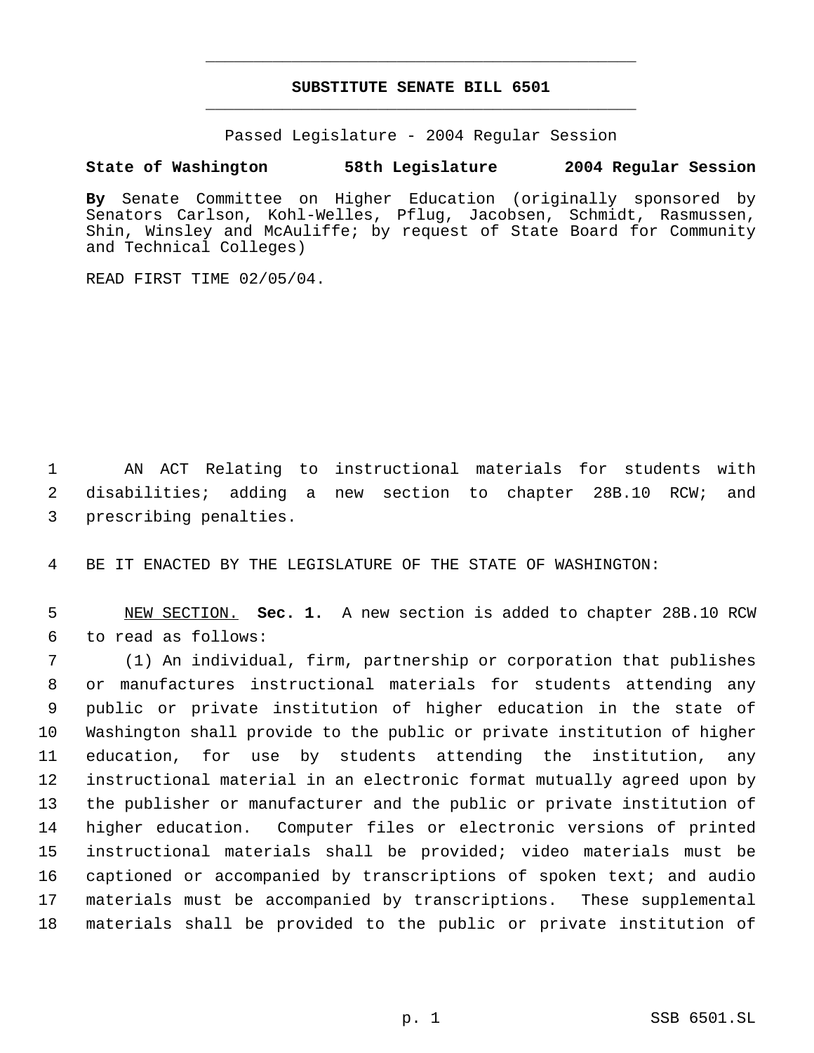# SUBSTITUTE SENATE BILL 6501

Passed Legislature - 2004 Regular Session

**State of Washington 58th Legislature 2004 Regular Session**

**By** Senate Committee on Higher Education (originally sponsored by Senators Carlson, Kohl-Welles, Pflug, Jacobsen, Schmidt, Rasmussen, Shin, Winsley and McAuliffe; by request of State Board for Community and Technical Colleges)

READ FIRST TIME 02/05/04.

1 AN ACT Relating to instructional materials for students with
2 disabilities; adding a new section to chapter 28B.10 RCW; and
3 prescribing penalties.

4 BE IT ENACTED BY THE LEGISLATURE OF THE STATE OF WASHINGTON:

5 NEW SECTION. **Sec. 1.** A new section is added to chapter 28B.10 RCW
6 to read as follows:

7 (1) An individual, firm, partnership or corporation that publishes
8 or manufactures instructional materials for students attending any
9 public or private institution of higher education in the state of
10 Washington shall provide to the public or private institution of higher
11 education, for use by students attending the institution, any
12 instructional material in an electronic format mutually agreed upon by
13 the publisher or manufacturer and the public or private institution of
14 higher education. Computer files or electronic versions of printed
15 instructional materials shall be provided; video materials must be
16 captioned or accompanied by transcriptions of spoken text; and audio
17 materials must be accompanied by transcriptions. These supplemental
18 materials shall be provided to the public or private institution of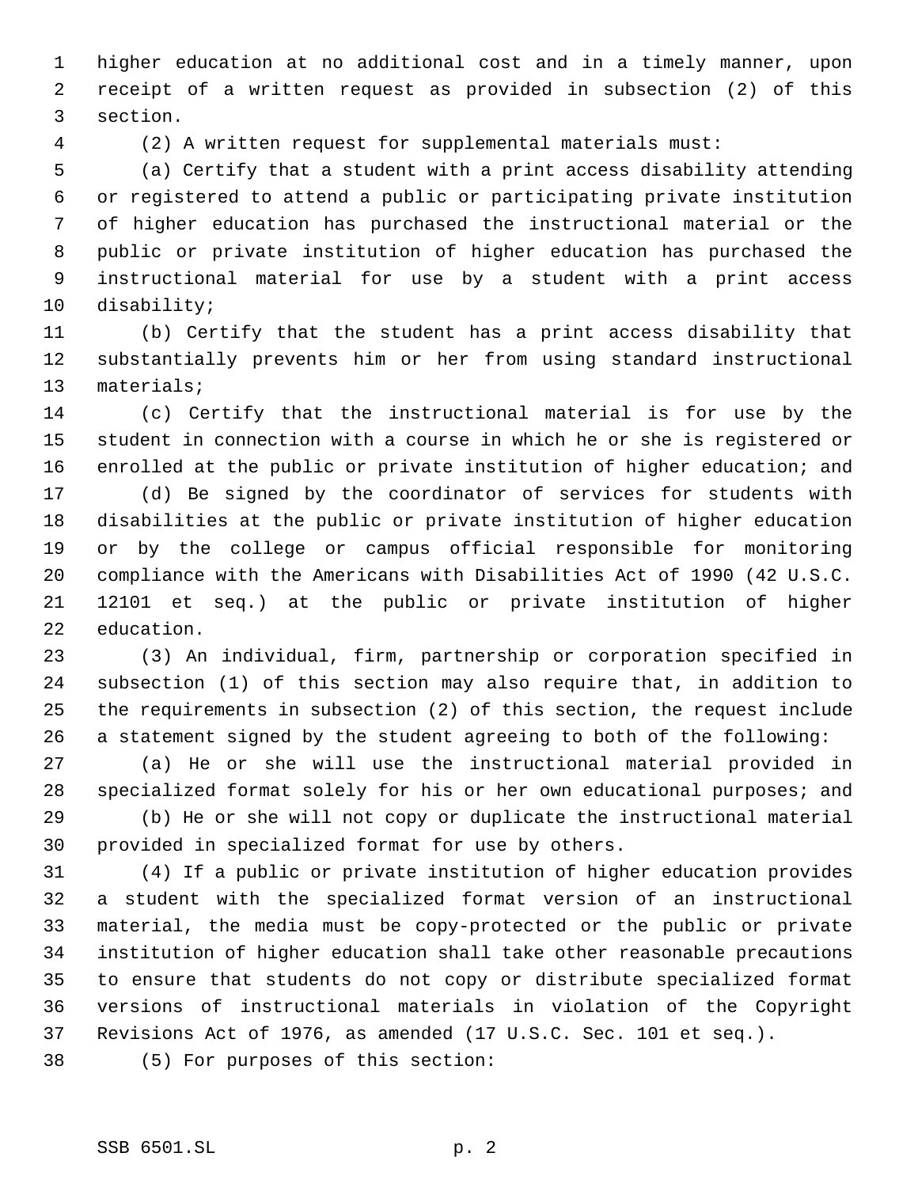higher education at no additional cost and in a timely manner, upon receipt of a written request as provided in subsection (2) of this section.

(2) A written request for supplemental materials must:

(a) Certify that a student with a print access disability attending or registered to attend a public or participating private institution of higher education has purchased the instructional material or the public or private institution of higher education has purchased the instructional material for use by a student with a print access disability;

(b) Certify that the student has a print access disability that substantially prevents him or her from using standard instructional materials;

(c) Certify that the instructional material is for use by the student in connection with a course in which he or she is registered or enrolled at the public or private institution of higher education; and

(d) Be signed by the coordinator of services for students with disabilities at the public or private institution of higher education or by the college or campus official responsible for monitoring compliance with the Americans with Disabilities Act of 1990 (42 U.S.C. 12101 et seq.) at the public or private institution of higher education.

(3) An individual, firm, partnership or corporation specified in subsection (1) of this section may also require that, in addition to the requirements in subsection (2) of this section, the request include a statement signed by the student agreeing to both of the following:

(a) He or she will use the instructional material provided in specialized format solely for his or her own educational purposes; and

(b) He or she will not copy or duplicate the instructional material provided in specialized format for use by others.

(4) If a public or private institution of higher education provides a student with the specialized format version of an instructional material, the media must be copy-protected or the public or private institution of higher education shall take other reasonable precautions to ensure that students do not copy or distribute specialized format versions of instructional materials in violation of the Copyright Revisions Act of 1976, as amended (17 U.S.C. Sec. 101 et seq.).

(5) For purposes of this section: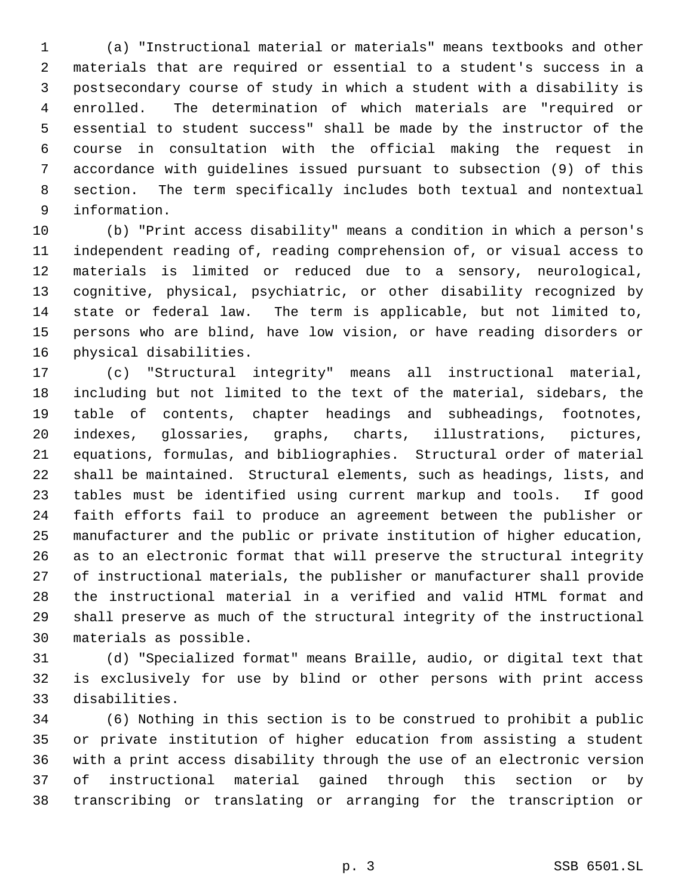(a) "Instructional material or materials" means textbooks and other materials that are required or essential to a student's success in a postsecondary course of study in which a student with a disability is enrolled. The determination of which materials are "required or essential to student success" shall be made by the instructor of the course in consultation with the official making the request in accordance with guidelines issued pursuant to subsection (9) of this section. The term specifically includes both textual and nontextual information.

(b) "Print access disability" means a condition in which a person's independent reading of, reading comprehension of, or visual access to materials is limited or reduced due to a sensory, neurological, cognitive, physical, psychiatric, or other disability recognized by state or federal law. The term is applicable, but not limited to, persons who are blind, have low vision, or have reading disorders or physical disabilities.

(c) "Structural integrity" means all instructional material, including but not limited to the text of the material, sidebars, the table of contents, chapter headings and subheadings, footnotes, indexes, glossaries, graphs, charts, illustrations, pictures, equations, formulas, and bibliographies. Structural order of material shall be maintained. Structural elements, such as headings, lists, and tables must be identified using current markup and tools. If good faith efforts fail to produce an agreement between the publisher or manufacturer and the public or private institution of higher education, as to an electronic format that will preserve the structural integrity of instructional materials, the publisher or manufacturer shall provide the instructional material in a verified and valid HTML format and shall preserve as much of the structural integrity of the instructional materials as possible.

(d) "Specialized format" means Braille, audio, or digital text that is exclusively for use by blind or other persons with print access disabilities.

(6) Nothing in this section is to be construed to prohibit a public or private institution of higher education from assisting a student with a print access disability through the use of an electronic version of instructional material gained through this section or by transcribing or translating or arranging for the transcription or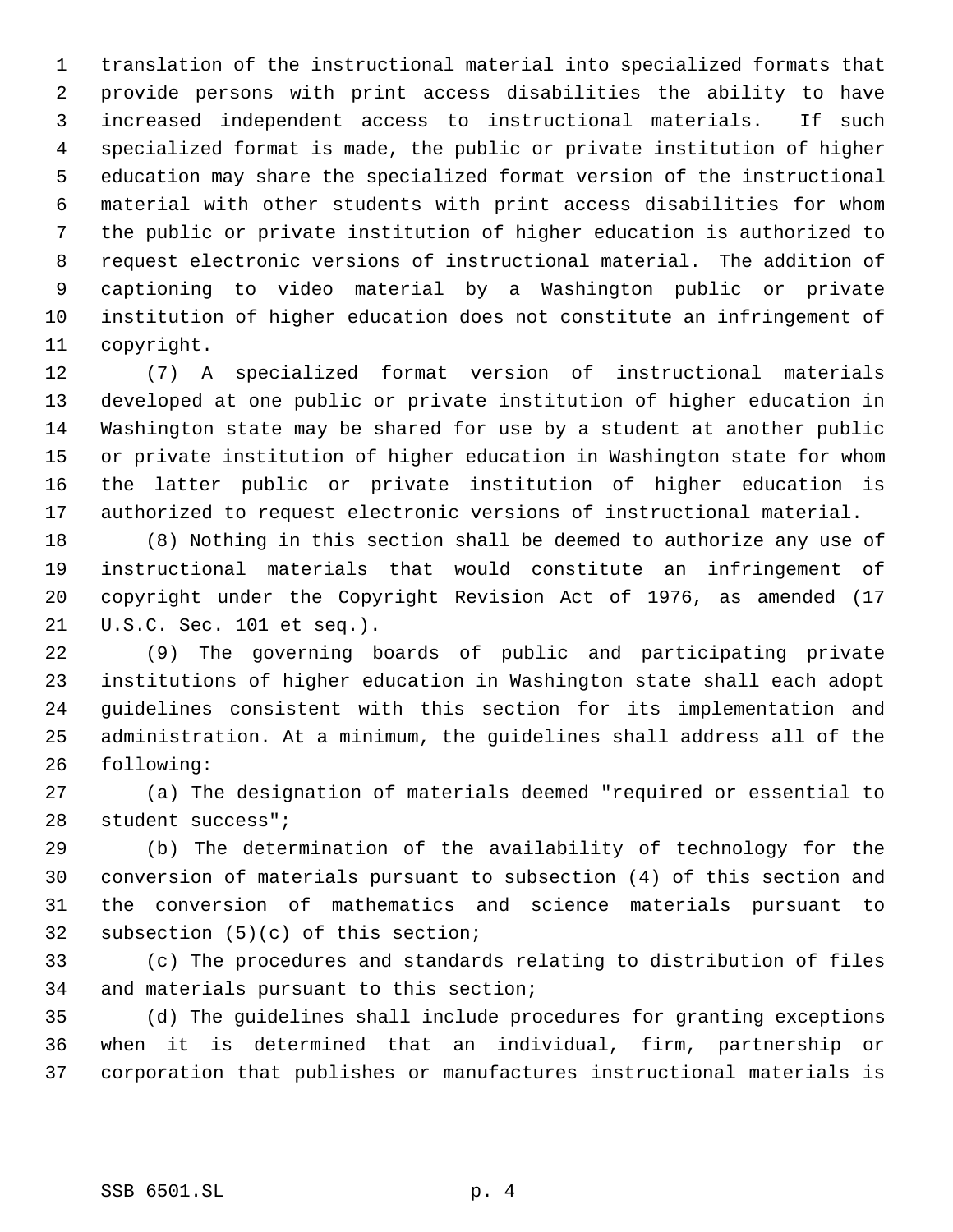translation of the instructional material into specialized formats that provide persons with print access disabilities the ability to have increased independent access to instructional materials. If such specialized format is made, the public or private institution of higher education may share the specialized format version of the instructional material with other students with print access disabilities for whom the public or private institution of higher education is authorized to request electronic versions of instructional material. The addition of captioning to video material by a Washington public or private institution of higher education does not constitute an infringement of copyright.

(7) A specialized format version of instructional materials developed at one public or private institution of higher education in Washington state may be shared for use by a student at another public or private institution of higher education in Washington state for whom the latter public or private institution of higher education is authorized to request electronic versions of instructional material.

(8) Nothing in this section shall be deemed to authorize any use of instructional materials that would constitute an infringement of copyright under the Copyright Revision Act of 1976, as amended (17 U.S.C. Sec. 101 et seq.).

(9) The governing boards of public and participating private institutions of higher education in Washington state shall each adopt guidelines consistent with this section for its implementation and administration. At a minimum, the guidelines shall address all of the following:

(a) The designation of materials deemed "required or essential to student success";

(b) The determination of the availability of technology for the conversion of materials pursuant to subsection (4) of this section and the conversion of mathematics and science materials pursuant to subsection (5)(c) of this section;

(c) The procedures and standards relating to distribution of files and materials pursuant to this section;

(d) The guidelines shall include procedures for granting exceptions when it is determined that an individual, firm, partnership or corporation that publishes or manufactures instructional materials is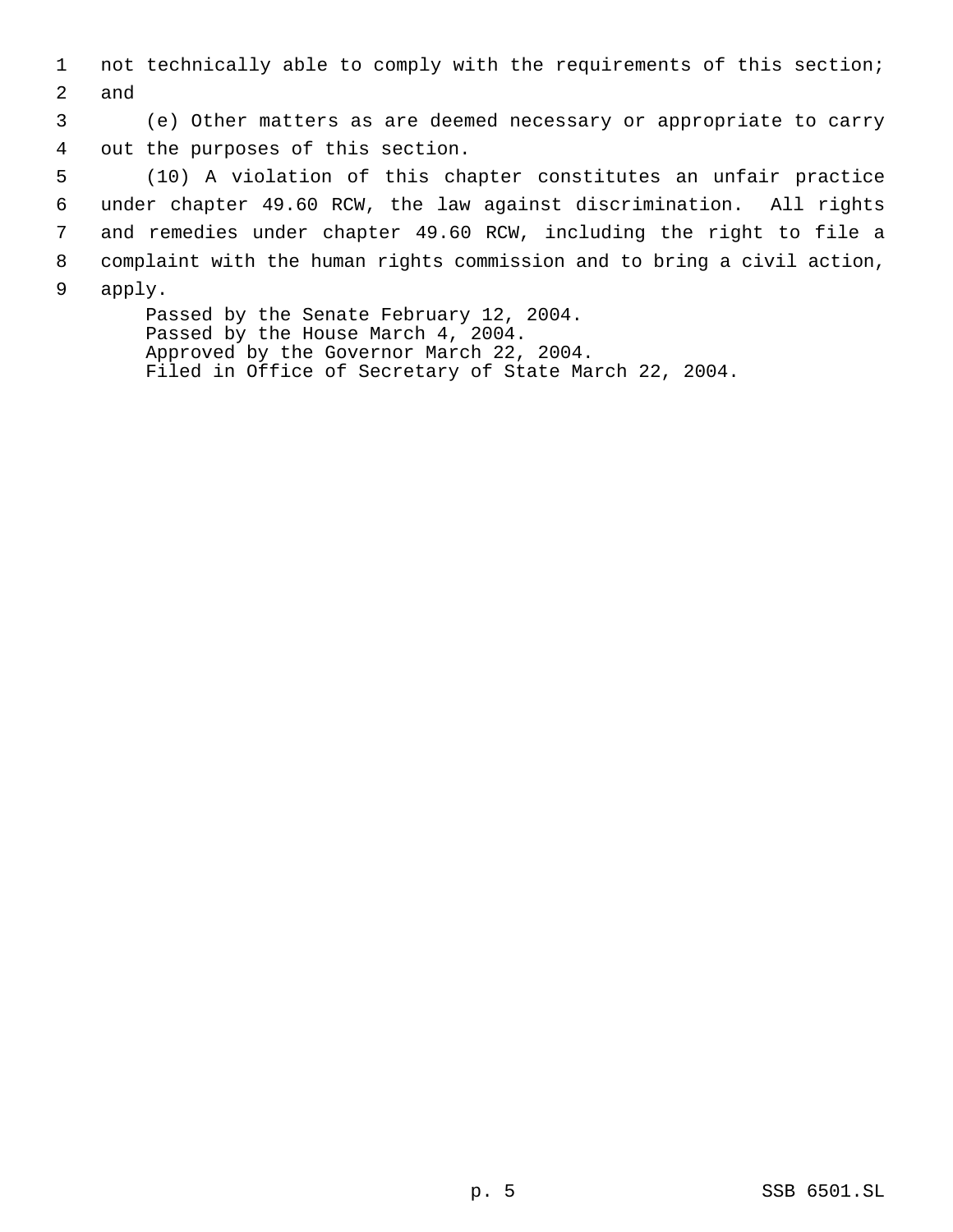not technically able to comply with the requirements of this section; and

(e) Other matters as are deemed necessary or appropriate to carry out the purposes of this section.

(10) A violation of this chapter constitutes an unfair practice under chapter 49.60 RCW, the law against discrimination. All rights and remedies under chapter 49.60 RCW, including the right to file a complaint with the human rights commission and to bring a civil action, apply.

Passed by the Senate February 12, 2004.
Passed by the House March 4, 2004.
Approved by the Governor March 22, 2004.
Filed in Office of Secretary of State March 22, 2004.